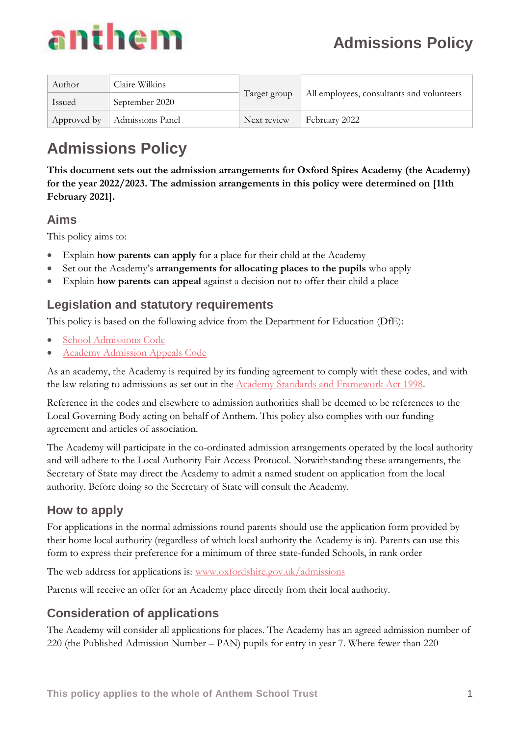anthem

# Admissions Policy

| Author | Claire Wilkins | Target group | All employees, consultants and volunteers |
|---|---|---|---|
| Issued | September 2020 | | |
| Approved by | Admissions Panel | Next review | February 2022 |

# Admissions Policy

**This document sets out the admission arrangements for Oxford Spires Academy (the Academy) for the year 2022/2023. The admission arrangements in this policy were determined on [11th February 2021].**

## Aims

This policy aims to:

- Explain **how parents can apply** for a place for their child at the Academy
- Set out the Academy's **arrangements for allocating places to the pupils** who apply
- Explain **how parents can appeal** against a decision not to offer their child a place

## Legislation and statutory requirements

This policy is based on the following advice from the Department for Education (DfE):

- School Admissions Code
- Academy Admission Appeals Code

As an academy, the Academy is required by its funding agreement to comply with these codes, and with the law relating to admissions as set out in the Academy Standards and Framework Act 1998.

Reference in the codes and elsewhere to admission authorities shall be deemed to be references to the Local Governing Body acting on behalf of Anthem. This policy also complies with our funding agreement and articles of association.

The Academy will participate in the co-ordinated admission arrangements operated by the local authority and will adhere to the Local Authority Fair Access Protocol. Notwithstanding these arrangements, the Secretary of State may direct the Academy to admit a named student on application from the local authority. Before doing so the Secretary of State will consult the Academy.

## How to apply

For applications in the normal admissions round parents should use the application form provided by their home local authority (regardless of which local authority the Academy is in). Parents can use this form to express their preference for a minimum of three state-funded Schools, in rank order

The web address for applications is: www.oxfordshire.gov.uk/admissions

Parents will receive an offer for an Academy place directly from their local authority.

## Consideration of applications

The Academy will consider all applications for places. The Academy has an agreed admission number of 220 (the Published Admission Number – PAN) pupils for entry in year 7. Where fewer than 220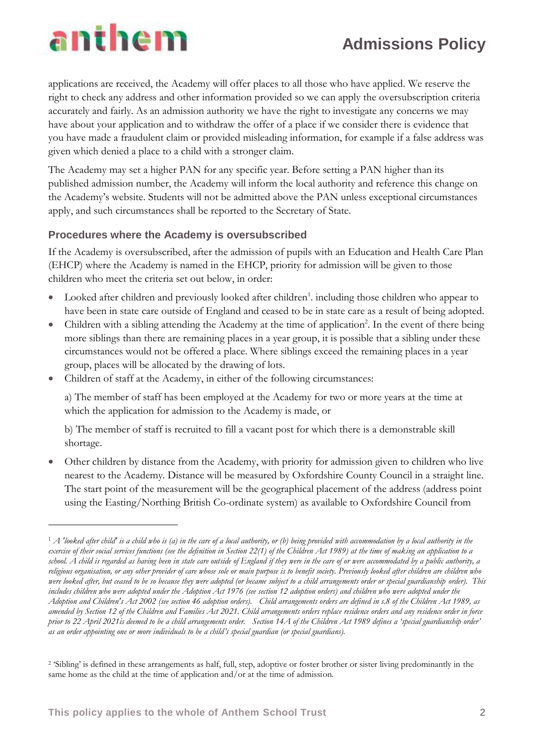applications are received, the Academy will offer places to all those who have applied. We reserve the right to check any address and other information provided so we can apply the oversubscription criteria accurately and fairly. As an admission authority we have the right to investigate any concerns we may have about your application and to withdraw the offer of a place if we consider there is evidence that you have made a fraudulent claim or provided misleading information, for example if a false address was given which denied a place to a child with a stronger claim.

The Academy may set a higher PAN for any specific year. Before setting a PAN higher than its published admission number, the Academy will inform the local authority and reference this change on the Academy's website. Students will not be admitted above the PAN unless exceptional circumstances apply, and such circumstances shall be reported to the Secretary of State.

### Procedures where the Academy is oversubscribed

If the Academy is oversubscribed, after the admission of pupils with an Education and Health Care Plan (EHCP) where the Academy is named in the EHCP, priority for admission will be given to those children who meet the criteria set out below, in order:

- Looked after children and previously looked after children[1]. including those children who appear to have been in state care outside of England and ceased to be in state care as a result of being adopted.
- Children with a sibling attending the Academy at the time of application[2]. In the event of there being more siblings than there are remaining places in a year group, it is possible that a sibling under these circumstances would not be offered a place. Where siblings exceed the remaining places in a year group, places will be allocated by the drawing of lots.
- Children of staff at the Academy, in either of the following circumstances:

  a) The member of staff has been employed at the Academy for two or more years at the time at which the application for admission to the Academy is made, or

  b) The member of staff is recruited to fill a vacant post for which there is a demonstrable skill shortage.

- Other children by distance from the Academy, with priority for admission given to children who live nearest to the Academy. Distance will be measured by Oxfordshire County Council in a straight line. The start point of the measurement will be the geographical placement of the address (address point using the Easting/Northing British Co-ordinate system) as available to Oxfordshire Council from

---

[1] *A 'looked after child' is a child who is (a) in the care of a local authority, or (b) being provided with accommodation by a local authority in the exercise of their social services functions (see the definition in Section 22(1) of the Children Act 1989) at the time of making an application to a school. A child is regarded as having been in state care outside of England if they were in the care of or were accommodated by a public authority, a religious organisation, or any other provider of care whose sole or main purpose is to benefit society. Previously looked after children are children who were looked after, but ceased to be so because they were adopted (or became subject to a child arrangements order or special guardianship order). This includes children who were adopted under the Adoption Act 1976 (see section 12 adoption orders) and children who were adopted under the Adoption and Children's Act 2002 (see section 46 adoption orders). Child arrangements orders are defined in s.8 of the Children Act 1989, as amended by Section 12 of the Children and Families Act 2021. Child arrangements orders replace residence orders and any residence order in force prior to 22 April 2021is deemed to be a child arrangements order. Section 14A of the Children Act 1989 defines a 'special guardianship order' as an order appointing one or more individuals to be a child's special guardian (or special guardians).*

[2] 'Sibling' is defined in these arrangements as half, full, step, adoptive or foster brother or sister living predominantly in the same home as the child at the time of application and/or at the time of admission.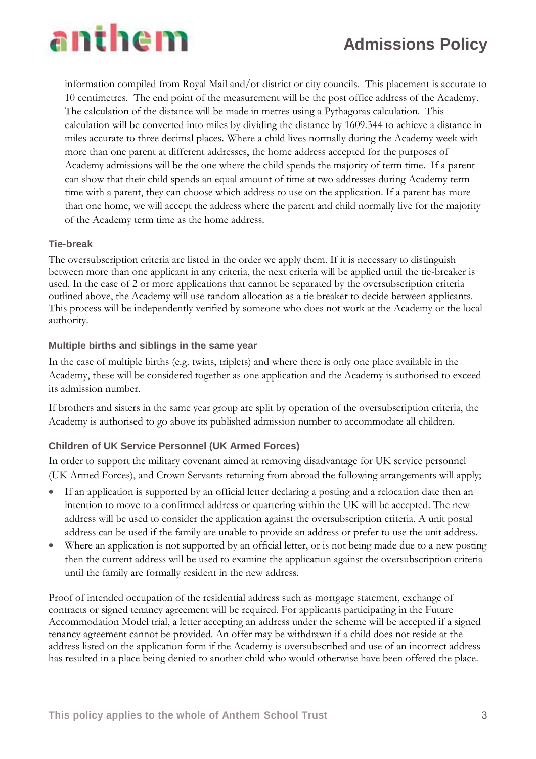information compiled from Royal Mail and/or district or city councils. This placement is accurate to 10 centimetres. The end point of the measurement will be the post office address of the Academy. The calculation of the distance will be made in metres using a Pythagoras calculation. This calculation will be converted into miles by dividing the distance by 1609.344 to achieve a distance in miles accurate to three decimal places. Where a child lives normally during the Academy week with more than one parent at different addresses, the home address accepted for the purposes of Academy admissions will be the one where the child spends the majority of term time. If a parent can show that their child spends an equal amount of time at two addresses during Academy term time with a parent, they can choose which address to use on the application. If a parent has more than one home, we will accept the address where the parent and child normally live for the majority of the Academy term time as the home address.

### Tie-break

The oversubscription criteria are listed in the order we apply them. If it is necessary to distinguish between more than one applicant in any criteria, the next criteria will be applied until the tie-breaker is used. In the case of 2 or more applications that cannot be separated by the oversubscription criteria outlined above, the Academy will use random allocation as a tie breaker to decide between applicants. This process will be independently verified by someone who does not work at the Academy or the local authority.

### Multiple births and siblings in the same year

In the case of multiple births (e.g. twins, triplets) and where there is only one place available in the Academy, these will be considered together as one application and the Academy is authorised to exceed its admission number.

If brothers and sisters in the same year group are split by operation of the oversubscription criteria, the Academy is authorised to go above its published admission number to accommodate all children.

### Children of UK Service Personnel (UK Armed Forces)

In order to support the military covenant aimed at removing disadvantage for UK service personnel (UK Armed Forces), and Crown Servants returning from abroad the following arrangements will apply;

- If an application is supported by an official letter declaring a posting and a relocation date then an intention to move to a confirmed address or quartering within the UK will be accepted. The new address will be used to consider the application against the oversubscription criteria. A unit postal address can be used if the family are unable to provide an address or prefer to use the unit address.
- Where an application is not supported by an official letter, or is not being made due to a new posting then the current address will be used to examine the application against the oversubscription criteria until the family are formally resident in the new address.

Proof of intended occupation of the residential address such as mortgage statement, exchange of contracts or signed tenancy agreement will be required. For applicants participating in the Future Accommodation Model trial, a letter accepting an address under the scheme will be accepted if a signed tenancy agreement cannot be provided. An offer may be withdrawn if a child does not reside at the address listed on the application form if the Academy is oversubscribed and use of an incorrect address has resulted in a place being denied to another child who would otherwise have been offered the place.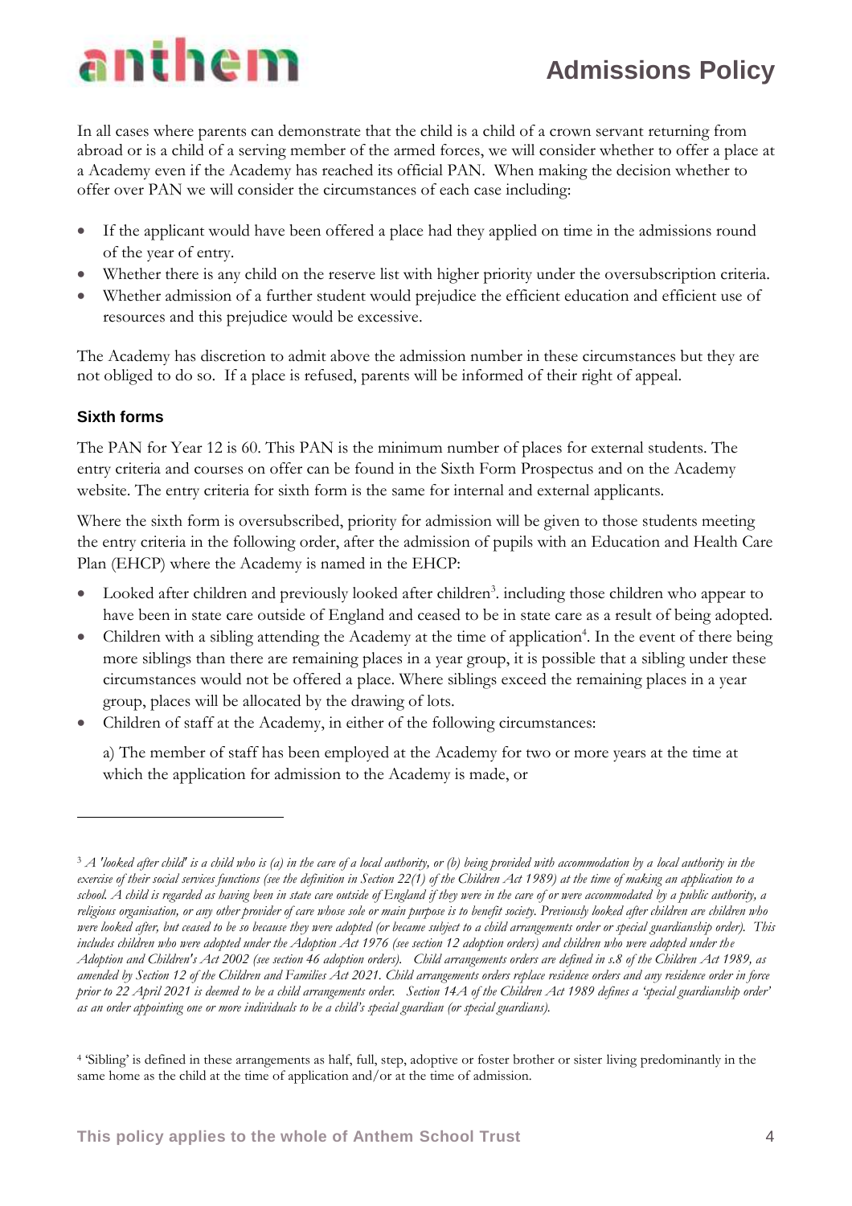In all cases where parents can demonstrate that the child is a child of a crown servant returning from abroad or is a child of a serving member of the armed forces, we will consider whether to offer a place at a Academy even if the Academy has reached its official PAN. When making the decision whether to offer over PAN we will consider the circumstances of each case including:

- If the applicant would have been offered a place had they applied on time in the admissions round of the year of entry.
- Whether there is any child on the reserve list with higher priority under the oversubscription criteria.
- Whether admission of a further student would prejudice the efficient education and efficient use of resources and this prejudice would be excessive.

The Academy has discretion to admit above the admission number in these circumstances but they are not obliged to do so. If a place is refused, parents will be informed of their right of appeal.

### Sixth forms

The PAN for Year 12 is 60. This PAN is the minimum number of places for external students. The entry criteria and courses on offer can be found in the Sixth Form Prospectus and on the Academy website. The entry criteria for sixth form is the same for internal and external applicants.

Where the sixth form is oversubscribed, priority for admission will be given to those students meeting the entry criteria in the following order, after the admission of pupils with an Education and Health Care Plan (EHCP) where the Academy is named in the EHCP:

- Looked after children and previously looked after children[3]. including those children who appear to have been in state care outside of England and ceased to be in state care as a result of being adopted.
- Children with a sibling attending the Academy at the time of application[4]. In the event of there being more siblings than there are remaining places in a year group, it is possible that a sibling under these circumstances would not be offered a place. Where siblings exceed the remaining places in a year group, places will be allocated by the drawing of lots.
- Children of staff at the Academy, in either of the following circumstances:

  a) The member of staff has been employed at the Academy for two or more years at the time at which the application for admission to the Academy is made, or

---

[3] *A 'looked after child' is a child who is (a) in the care of a local authority, or (b) being provided with accommodation by a local authority in the exercise of their social services functions (see the definition in Section 22(1) of the Children Act 1989) at the time of making an application to a school. A child is regarded as having been in state care outside of England if they were in the care of or were accommodated by a public authority, a religious organisation, or any other provider of care whose sole or main purpose is to benefit society. Previously looked after children are children who were looked after, but ceased to be so because they were adopted (or became subject to a child arrangements order or special guardianship order). This includes children who were adopted under the Adoption Act 1976 (see section 12 adoption orders) and children who were adopted under the Adoption and Children's Act 2002 (see section 46 adoption orders). Child arrangements orders are defined in s.8 of the Children Act 1989, as amended by Section 12 of the Children and Families Act 2021. Child arrangements orders replace residence orders and any residence order in force prior to 22 April 2021 is deemed to be a child arrangements order. Section 14A of the Children Act 1989 defines a 'special guardianship order' as an order appointing one or more individuals to be a child's special guardian (or special guardians).*

[4] 'Sibling' is defined in these arrangements as half, full, step, adoptive or foster brother or sister living predominantly in the same home as the child at the time of application and/or at the time of admission.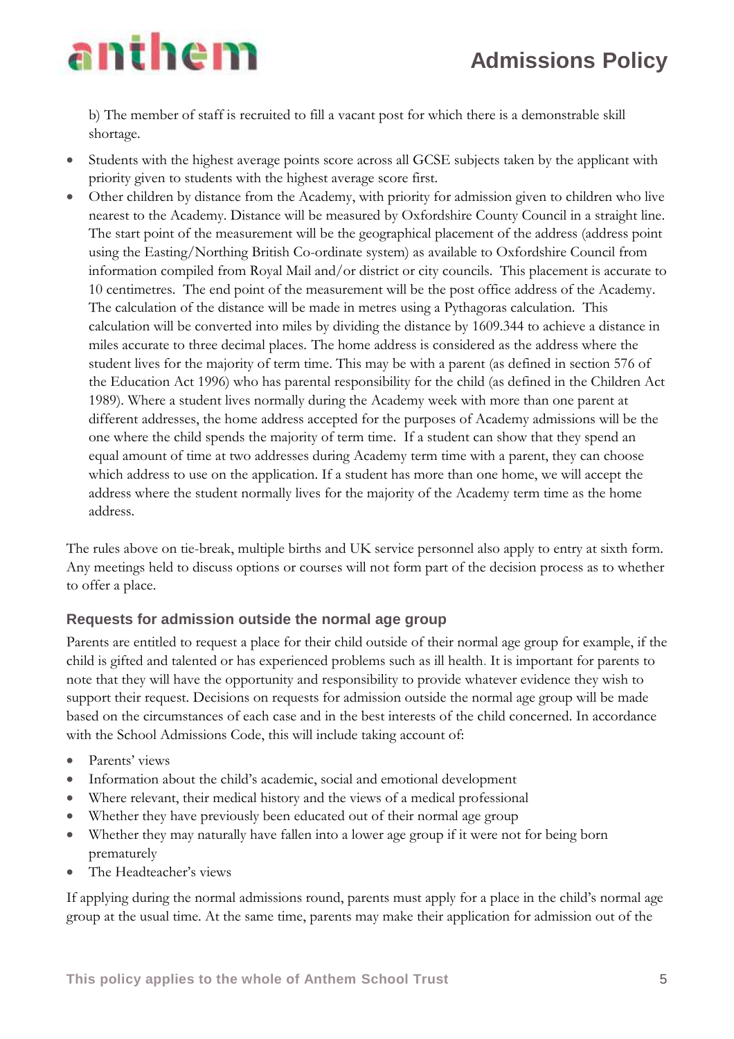b) The member of staff is recruited to fill a vacant post for which there is a demonstrable skill shortage.

- Students with the highest average points score across all GCSE subjects taken by the applicant with priority given to students with the highest average score first.
- Other children by distance from the Academy, with priority for admission given to children who live nearest to the Academy. Distance will be measured by Oxfordshire County Council in a straight line. The start point of the measurement will be the geographical placement of the address (address point using the Easting/Northing British Co-ordinate system) as available to Oxfordshire Council from information compiled from Royal Mail and/or district or city councils. This placement is accurate to 10 centimetres. The end point of the measurement will be the post office address of the Academy. The calculation of the distance will be made in metres using a Pythagoras calculation. This calculation will be converted into miles by dividing the distance by 1609.344 to achieve a distance in miles accurate to three decimal places. The home address is considered as the address where the student lives for the majority of term time. This may be with a parent (as defined in section 576 of the Education Act 1996) who has parental responsibility for the child (as defined in the Children Act 1989). Where a student lives normally during the Academy week with more than one parent at different addresses, the home address accepted for the purposes of Academy admissions will be the one where the child spends the majority of term time. If a student can show that they spend an equal amount of time at two addresses during Academy term time with a parent, they can choose which address to use on the application. If a student has more than one home, we will accept the address where the student normally lives for the majority of the Academy term time as the home address.

The rules above on tie-break, multiple births and UK service personnel also apply to entry at sixth form. Any meetings held to discuss options or courses will not form part of the decision process as to whether to offer a place.

### Requests for admission outside the normal age group

Parents are entitled to request a place for their child outside of their normal age group for example, if the child is gifted and talented or has experienced problems such as ill health. It is important for parents to note that they will have the opportunity and responsibility to provide whatever evidence they wish to support their request. Decisions on requests for admission outside the normal age group will be made based on the circumstances of each case and in the best interests of the child concerned. In accordance with the School Admissions Code, this will include taking account of:

- Parents' views
- Information about the child's academic, social and emotional development
- Where relevant, their medical history and the views of a medical professional
- Whether they have previously been educated out of their normal age group
- Whether they may naturally have fallen into a lower age group if it were not for being born prematurely
- The Headteacher's views

If applying during the normal admissions round, parents must apply for a place in the child's normal age group at the usual time. At the same time, parents may make their application for admission out of the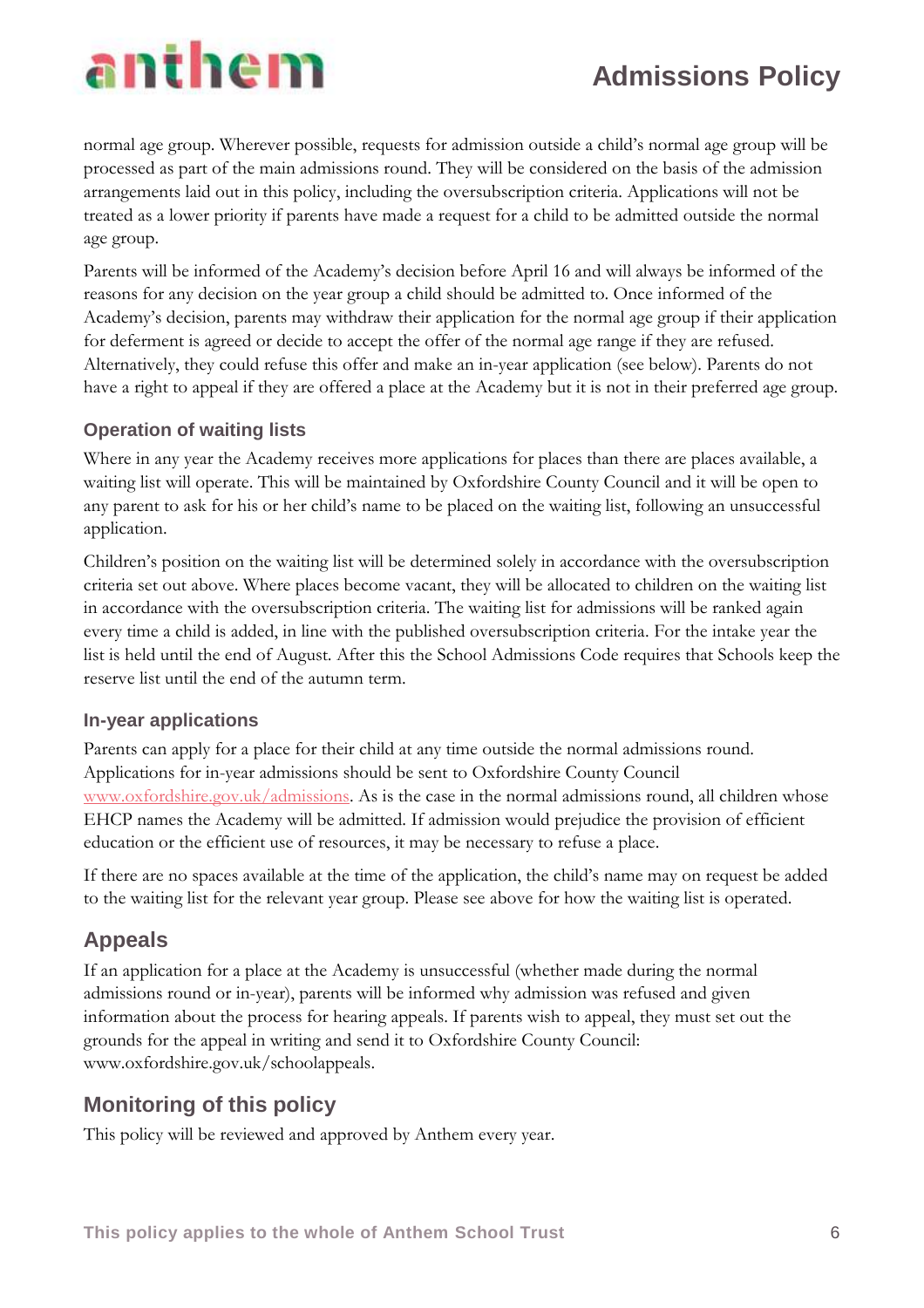normal age group. Wherever possible, requests for admission outside a child's normal age group will be processed as part of the main admissions round. They will be considered on the basis of the admission arrangements laid out in this policy, including the oversubscription criteria. Applications will not be treated as a lower priority if parents have made a request for a child to be admitted outside the normal age group.

Parents will be informed of the Academy's decision before April 16 and will always be informed of the reasons for any decision on the year group a child should be admitted to. Once informed of the Academy's decision, parents may withdraw their application for the normal age group if their application for deferment is agreed or decide to accept the offer of the normal age range if they are refused. Alternatively, they could refuse this offer and make an in-year application (see below). Parents do not have a right to appeal if they are offered a place at the Academy but it is not in their preferred age group.

### Operation of waiting lists

Where in any year the Academy receives more applications for places than there are places available, a waiting list will operate. This will be maintained by Oxfordshire County Council and it will be open to any parent to ask for his or her child's name to be placed on the waiting list, following an unsuccessful application.

Children's position on the waiting list will be determined solely in accordance with the oversubscription criteria set out above. Where places become vacant, they will be allocated to children on the waiting list in accordance with the oversubscription criteria. The waiting list for admissions will be ranked again every time a child is added, in line with the published oversubscription criteria. For the intake year the list is held until the end of August. After this the School Admissions Code requires that Schools keep the reserve list until the end of the autumn term.

### In-year applications

Parents can apply for a place for their child at any time outside the normal admissions round. Applications for in-year admissions should be sent to Oxfordshire County Council www.oxfordshire.gov.uk/admissions. As is the case in the normal admissions round, all children whose EHCP names the Academy will be admitted. If admission would prejudice the provision of efficient education or the efficient use of resources, it may be necessary to refuse a place.

If there are no spaces available at the time of the application, the child's name may on request be added to the waiting list for the relevant year group. Please see above for how the waiting list is operated.

## Appeals

If an application for a place at the Academy is unsuccessful (whether made during the normal admissions round or in-year), parents will be informed why admission was refused and given information about the process for hearing appeals. If parents wish to appeal, they must set out the grounds for the appeal in writing and send it to Oxfordshire County Council: www.oxfordshire.gov.uk/schoolappeals.

## Monitoring of this policy

This policy will be reviewed and approved by Anthem every year.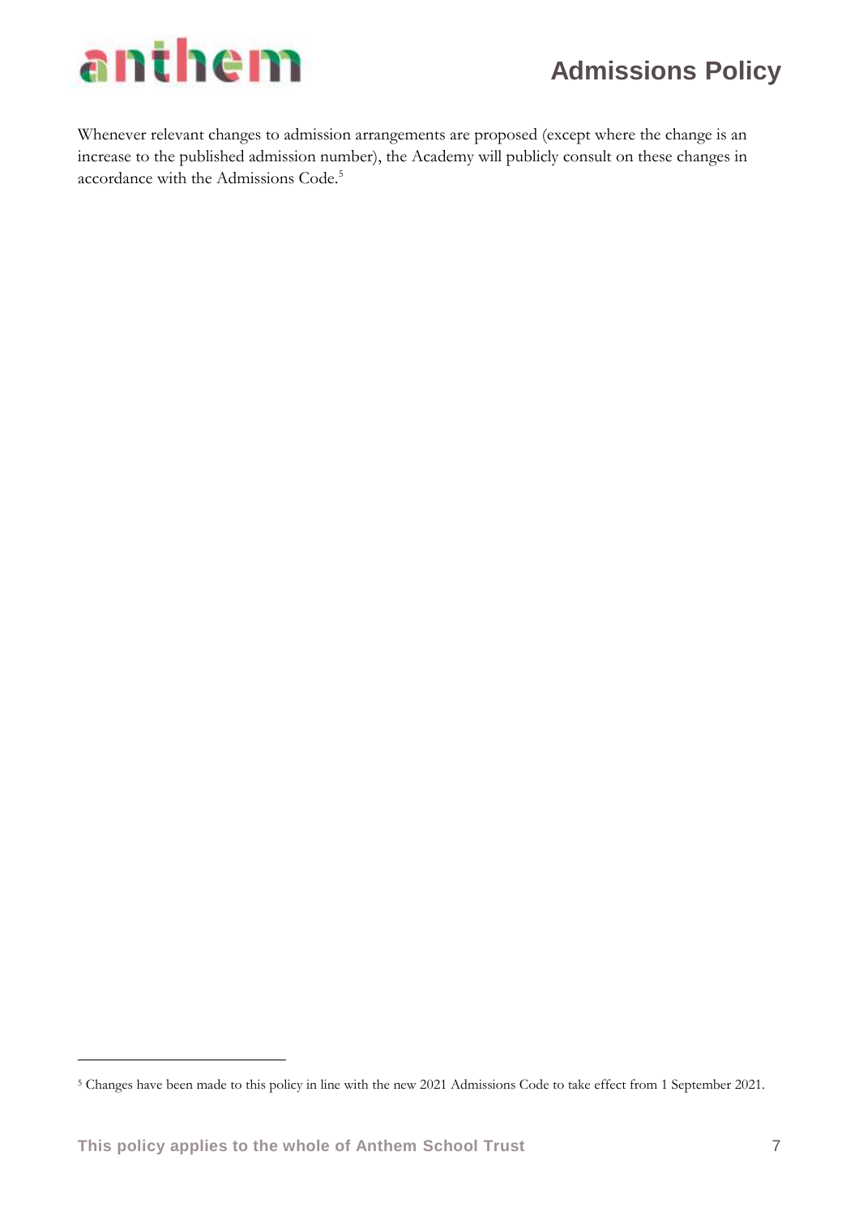Whenever relevant changes to admission arrangements are proposed (except where the change is an increase to the published admission number), the Academy will publicly consult on these changes in accordance with the Admissions Code.[5]

[5] Changes have been made to this policy in line with the new 2021 Admissions Code to take effect from 1 September 2021.